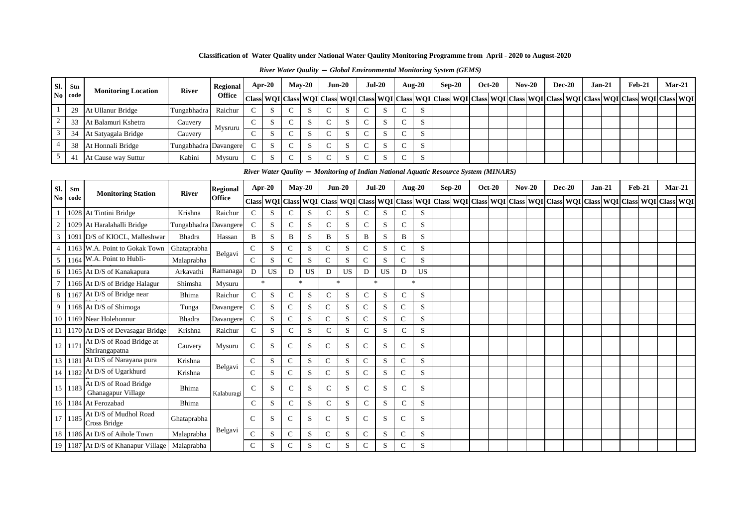**Classification of Water Quality under National Water Qaulity Monitoring Programme from April - 2020 to August-2020**

*River Water Qaulity – Global Environmental Monitoring System (GEMS)*

| Sl. No | Stn code | Monitoring Location | River | Regional Office | Apr-20 | | May-20 | | Jun-20 | | Jul-20 | | Aug-20 | | Sep-20 | | Oct-20 | | Nov-20 | | Dec-20 | | Jan-21 | | Feb-21 | | Mar-21 | |
|---|---|---|---|---|---|---|---|---|---|---|---|---|---|---|---|---|---|---|---|---|---|---|---|---|---|---|---|---|
| | | | | | Class | WQI | Class | WQI | Class | WQI | Class | WQI | Class | WQI | Class | WQI | Class | WQI | Class | WQI | Class | WQI | Class | WQI | Class | WQI | Class | WQI |
| 1 | 29 | At Ullanur Bridge | Tungabhadra | Raichur | C | S | C | S | C | S | C | S | C | S | | | | | | | | | | | | | | |
| 2 | 33 | At Balamuri Kshetra | Cauvery | Mysruru | C | S | C | S | C | S | C | S | C | S | | | | | | | | | | | | | | |
| 3 | 34 | At Satyagala Bridge | Cauvery | | C | S | C | S | C | S | C | S | C | S | | | | | | | | | | | | | | |
| 4 | 38 | At Honnali Bridge | Tungabhadra | Davangere | C | S | C | S | C | S | C | S | C | S | | | | | | | | | | | | | | |
| 5 | 41 | At Cause way Suttur | Kabini | Mysuru | C | S | C | S | C | S | C | S | C | S | | | | | | | | | | | | | | |

*River Water Qaulity – Monitoring of Indian National Aquatic Resource System (MINARS)*

| Sl. No | Stn code | Monitoring Station | River | Regional Office | Apr-20 | | May-20 | | Jun-20 | | Jul-20 | | Aug-20 | | Sep-20 | | Oct-20 | | Nov-20 | | Dec-20 | | Jan-21 | | Feb-21 | | Mar-21 | |
|---|---|---|---|---|---|---|---|---|---|---|---|---|---|---|---|---|---|---|---|---|---|---|---|---|---|---|---|---|
| | | | | | Class | WQI | Class | WQI | Class | WQI | Class | WQI | Class | WQI | Class | WQI | Class | WQI | Class | WQI | Class | WQI | Class | WQI | Class | WQI | Class | WQI |
| 1 | 1028 | At Tintini Bridge | Krishna | Raichur | C | S | C | S | C | S | C | S | C | S | | | | | | | | | | | | | | |
| 2 | 1029 | At Haralahalli Bridge | Tungabhadra | Davangere | C | S | C | S | C | S | C | S | C | S | | | | | | | | | | | | | | |
| 3 | 1091 | D/S of KIOCL, Malleshwar | Bhadra | Hassan | B | S | B | S | B | S | B | S | B | S | | | | | | | | | | | | | | |
| 4 | 1163 | W.A. Point to Gokak Town | Ghataprabha | Belgavi | C | S | C | S | C | S | C | S | C | S | | | | | | | | | | | | | | |
| 5 | 1164 | W.A. Point to Hubli- | Malaprabha | | C | S | C | S | C | S | C | S | C | S | | | | | | | | | | | | | | |
| 6 | 1165 | At D/S of Kanakapura | Arkavathi | Ramanaga | D | US | D | US | D | US | D | US | D | US | | | | | | | | | | | | | | |
| 7 | 1166 | At D/S of Bridge Halagur | Shimsha | Mysuru | * | | * | | * | | * | | * | | | | | | | | | | | | | | | |
| 8 | 1167 | At D/S of Bridge near | Bhima | Raichur | C | S | C | S | C | S | C | S | C | S | | | | | | | | | | | | | | |
| 9 | 1168 | At D/S of Shimoga | Tunga | Davangere | C | S | C | S | C | S | C | S | C | S | | | | | | | | | | | | | | |
| 10 | 1169 | Near Holehonnur | Bhadra | Davangere | C | S | C | S | C | S | C | S | C | S | | | | | | | | | | | | | | |
| 11 | 1170 | At D/S of Devasagar Bridge | Krishna | Raichur | C | S | C | S | C | S | C | S | C | S | | | | | | | | | | | | | | |
| 12 | 1171 | At D/S of Road Bridge at Shrirangapatna | Cauvery | Mysuru | C | S | C | S | C | S | C | S | C | S | | | | | | | | | | | | | | |
| 13 | 1181 | At D/S of Narayana pura | Krishna | Belgavi | C | S | C | S | C | S | C | S | C | S | | | | | | | | | | | | | | |
| 14 | 1182 | At D/S of Ugarkhurd | Krishna | | C | S | C | S | C | S | C | S | C | S | | | | | | | | | | | | | | |
| 15 | 1183 | At D/S of Road Bridge Ghanagapur Village | Bhima | Kalaburagi | C | S | C | S | C | S | C | S | C | S | | | | | | | | | | | | | | |
| 16 | 1184 | At Ferozabad | Bhima | | C | S | C | S | C | S | C | S | C | S | | | | | | | | | | | | | | |
| 17 | 1185 | At D/S of Mudhol Road Cross Bridge | Ghataprabha | Belgavi | C | S | C | S | C | S | C | S | C | S | | | | | | | | | | | | | | |
| 18 | 1186 | At D/S of Aihole Town | Malaprabha | | C | S | C | S | C | S | C | S | C | S | | | | | | | | | | | | | | |
| 19 | 1187 | At D/S of Khanapur Village | Malaprabha | | C | S | C | S | C | S | C | S | C | S | | | | | | | | | | | | | | |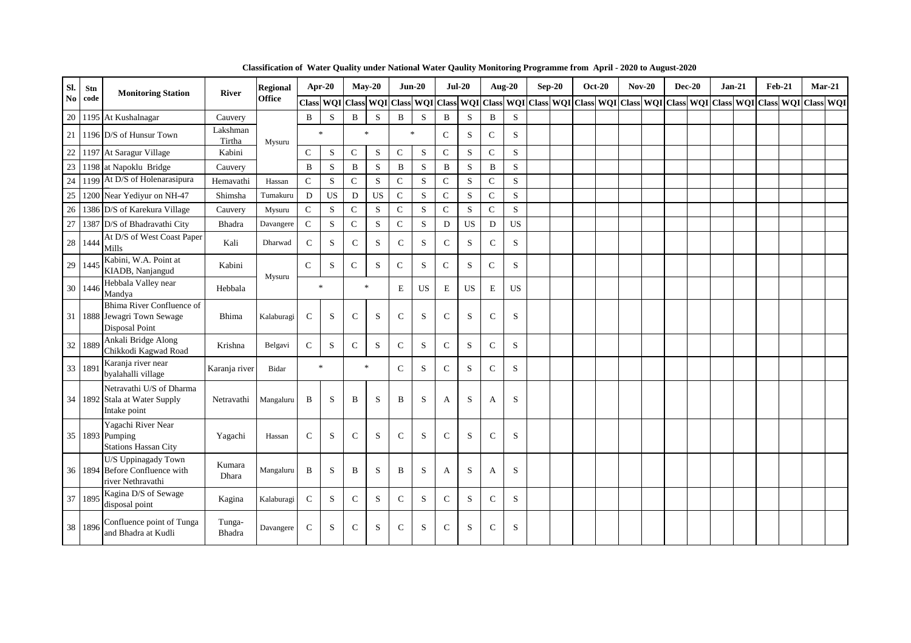**Classification of Water Quality under National Water Qaulity Monitoring Programme from April - 2020 to August-2020**

| Sl. No | Stn code | Monitoring Station | River | Regional Office | Apr-20 | | May-20 | | Jun-20 | | Jul-20 | | Aug-20 | | Sep-20 | | Oct-20 | | Nov-20 | | Dec-20 | | Jan-21 | | Feb-21 | | Mar-21 | |
|---|---|---|---|---|---|---|---|---|---|---|---|---|---|---|---|---|---|---|---|---|---|---|---|---|---|---|---|---|
| | | | | | Class | WQI | Class | WQI | Class | WQI | Class | WQI | Class | WQI | Class | WQI | Class | WQI | Class | WQI | Class | WQI | Class | WQI | Class | WQI | Class | WQI |
| 20 | 1195 | At Kushalnagar | Cauvery | Mysuru | B | S | B | S | B | S | B | S | B | S | | | | | | | | | | | | | | |
| 21 | 1196 | D/S of Hunsur Town | Lakshman Tirtha | Mysuru | * | | * | | * | | C | S | C | S | | | | | | | | | | | | | | |
| 22 | 1197 | At Saragur Village | Kabini | Mysuru | C | S | C | S | C | S | C | S | C | S | | | | | | | | | | | | | | |
| 23 | 1198 | at Napoklu Bridge | Cauvery | Mysuru | B | S | B | S | B | S | B | S | B | S | | | | | | | | | | | | | | |
| 24 | 1199 | At D/S of Holenarasipura | Hemavathi | Hassan | C | S | C | S | C | S | C | S | C | S | | | | | | | | | | | | | | |
| 25 | 1200 | Near Yediyur on NH-47 | Shimsha | Tumakuru | D | US | D | US | C | S | C | S | C | S | | | | | | | | | | | | | | |
| 26 | 1386 | D/S of Karekura Village | Cauvery | Mysuru | C | S | C | S | C | S | C | S | C | S | | | | | | | | | | | | | | |
| 27 | 1387 | D/S of Bhadravathi City | Bhadra | Davangere | C | S | C | S | C | S | D | US | D | US | | | | | | | | | | | | | | |
| 28 | 1444 | At D/S of West Coast Paper Mills | Kali | Dharwad | C | S | C | S | C | S | C | S | C | S | | | | | | | | | | | | | | |
| 29 | 1445 | Kabini, W.A. Point at KIADB, Nanjangud | Kabini | Mysuru | C | S | C | S | C | S | C | S | C | S | | | | | | | | | | | | | | |
| 30 | 1446 | Hebbala Valley near Mandya | Hebbala | Mysuru | * | | * | | E | US | E | US | E | US | | | | | | | | | | | | | | |
| 31 | 1888 | Bhima River Confluence of Jewagri Town Sewage Disposal Point | Bhima | Kalaburagi | C | S | C | S | C | S | C | S | C | S | | | | | | | | | | | | | | |
| 32 | 1889 | Ankali Bridge Along Chikkodi Kagwad Road | Krishna | Belgavi | C | S | C | S | C | S | C | S | C | S | | | | | | | | | | | | | | |
| 33 | 1891 | Karanja river near byalahalli village | Karanja river | Bidar | * | | * | | C | S | C | S | C | S | | | | | | | | | | | | | | |
| 34 | 1892 | Netravathi U/S of Dharma Stala at Water Supply Intake point | Netravathi | Mangaluru | B | S | B | S | B | S | A | S | A | S | | | | | | | | | | | | | | |
| 35 | 1893 | Yagachi River Near Pumping Stations Hassan City | Yagachi | Hassan | C | S | C | S | C | S | C | S | C | S | | | | | | | | | | | | | | |
| 36 | 1894 | U/S Uppinagady Town Before Confluence with river Nethravathi | Kumara Dhara | Mangaluru | B | S | B | S | B | S | A | S | A | S | | | | | | | | | | | | | | |
| 37 | 1895 | Kagina D/S of Sewage disposal point | Kagina | Kalaburagi | C | S | C | S | C | S | C | S | C | S | | | | | | | | | | | | | | |
| 38 | 1896 | Confluence point of Tunga and Bhadra at Kudli | Tunga-Bhadra | Davangere | C | S | C | S | C | S | C | S | C | S | | | | | | | | | | | | | | |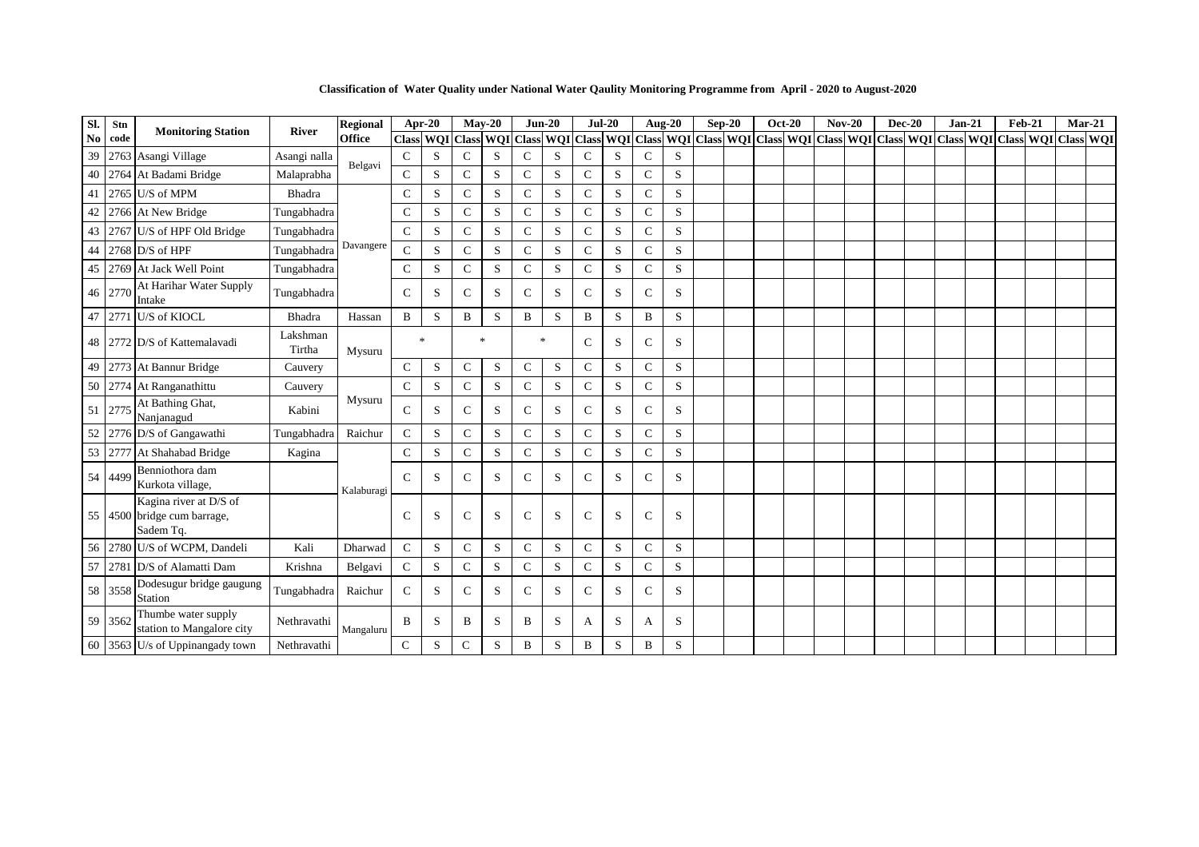**Classification of Water Quality under National Water Qaulity Monitoring Programme from April - 2020 to August-2020**

| Sl. No | Stn code | Monitoring Station | River | Regional Office | Apr-20 | | May-20 | | Jun-20 | | Jul-20 | | Aug-20 | | Sep-20 | | Oct-20 | | Nov-20 | | Dec-20 | | Jan-21 | | Feb-21 | | Mar-21 | |
|---|---|---|---|---|---|---|---|---|---|---|---|---|---|---|---|---|---|---|---|---|---|---|---|---|---|---|---|---|
| | | | | | Class | WQI | Class | WQI | Class | WQI | Class | WQI | Class | WQI | Class | WQI | Class | WQI | Class | WQI | Class | WQI | Class | WQI | Class | WQI | Class | WQI |
| 39 | 2763 | Asangi Village | Asangi nalla | Belgavi | C | S | C | S | C | S | C | S | C | S | | | | | | | | | | | | | | |
| 40 | 2764 | At Badami Bridge | Malaprabha | | C | S | C | S | C | S | C | S | C | S | | | | | | | | | | | | | | |
| 41 | 2765 | U/S of MPM | Bhadra | Davangere | C | S | C | S | C | S | C | S | C | S | | | | | | | | | | | | | | |
| 42 | 2766 | At New Bridge | Tungabhadra | | C | S | C | S | C | S | C | S | C | S | | | | | | | | | | | | | | |
| 43 | 2767 | U/S of HPF Old Bridge | Tungabhadra | | C | S | C | S | C | S | C | S | C | S | | | | | | | | | | | | | | |
| 44 | 2768 | D/S of HPF | Tungabhadra | | C | S | C | S | C | S | C | S | C | S | | | | | | | | | | | | | | |
| 45 | 2769 | At Jack Well Point | Tungabhadra | | C | S | C | S | C | S | C | S | C | S | | | | | | | | | | | | | | |
| 46 | 2770 | At Harihar Water Supply Intake | Tungabhadra | | C | S | C | S | C | S | C | S | C | S | | | | | | | | | | | | | | |
| 47 | 2771 | U/S of KIOCL | Bhadra | Hassan | B | S | B | S | B | S | B | S | B | S | | | | | | | | | | | | | | |
| 48 | 2772 | D/S of Kattemalavadi | Lakshman Tirtha | Mysuru | * | | * | | * | | C | S | C | S | | | | | | | | | | | | | | |
| 49 | 2773 | At Bannur Bridge | Cauvery | | C | S | C | S | C | S | C | S | C | S | | | | | | | | | | | | | | |
| 50 | 2774 | At Ranganathittu | Cauvery | Mysuru | C | S | C | S | C | S | C | S | C | S | | | | | | | | | | | | | | |
| 51 | 2775 | At Bathing Ghat, Nanjanagud | Kabini | | C | S | C | S | C | S | C | S | C | S | | | | | | | | | | | | | | |
| 52 | 2776 | D/S of Gangawathi | Tungabhadra | Raichur | C | S | C | S | C | S | C | S | C | S | | | | | | | | | | | | | | |
| 53 | 2777 | At Shahabad Bridge | Kagina | Kalaburagi | C | S | C | S | C | S | C | S | C | S | | | | | | | | | | | | | | |
| 54 | 4499 | Benniothora dam Kurkota village, | | | C | S | C | S | C | S | C | S | C | S | | | | | | | | | | | | | | |
| 55 | 4500 | Kagina river at D/S of bridge cum barrage, Sadem Tq. | | | C | S | C | S | C | S | C | S | C | S | | | | | | | | | | | | | | |
| 56 | 2780 | U/S of WCPM, Dandeli | Kali | Dharwad | C | S | C | S | C | S | C | S | C | S | | | | | | | | | | | | | | |
| 57 | 2781 | D/S of Alamatti Dam | Krishna | Belgavi | C | S | C | S | C | S | C | S | C | S | | | | | | | | | | | | | | |
| 58 | 3558 | Dodesugur bridge gaugung Station | Tungabhadra | Raichur | C | S | C | S | C | S | C | S | C | S | | | | | | | | | | | | | | |
| 59 | 3562 | Thumbe water supply station to Mangalore city | Nethravathi | Mangaluru | B | S | B | S | B | S | A | S | A | S | | | | | | | | | | | | | | |
| 60 | 3563 | U/s of Uppinangady town | Nethravathi | | C | S | C | S | B | S | B | S | B | S | | | | | | | | | | | | | | |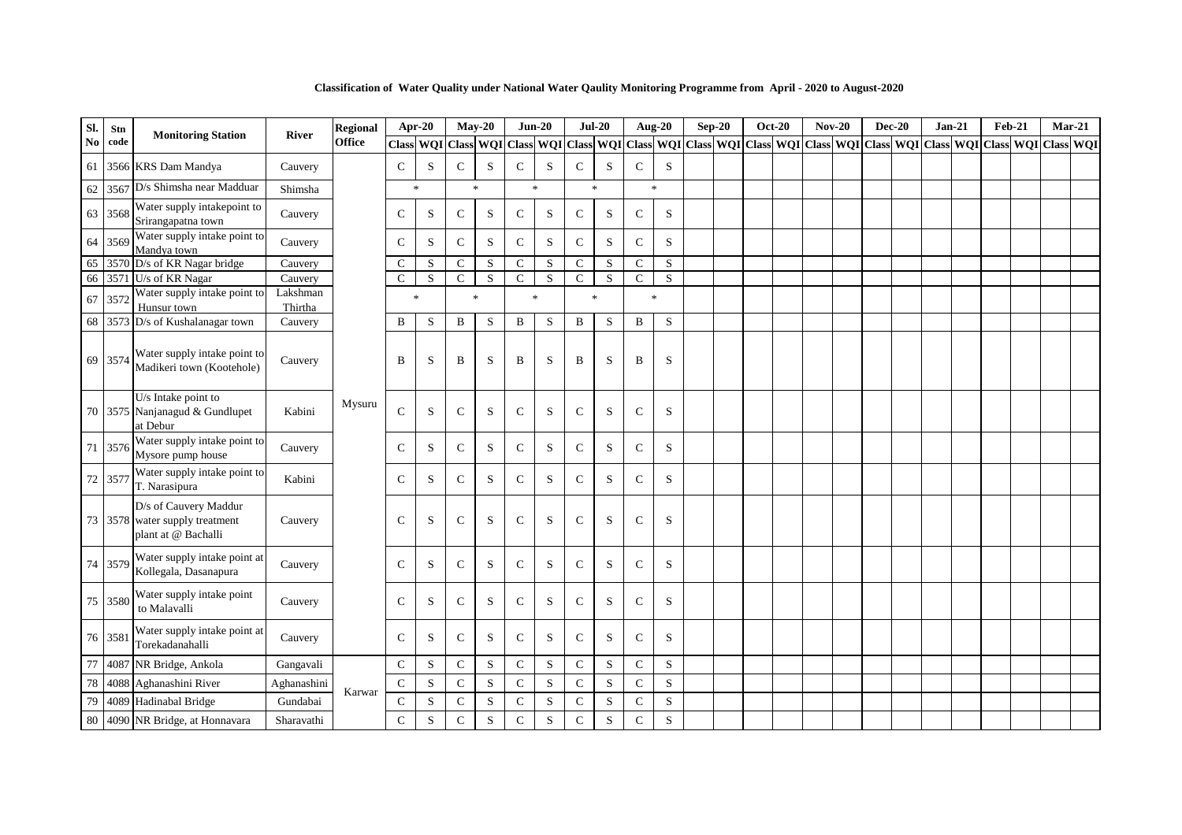**Classification of Water Quality under National Water Qaulity Monitoring Programme from April - 2020 to August-2020**

| Sl. No | Stn code | Monitoring Station | River | Regional Office | Apr-20 | | May-20 | | Jun-20 | | Jul-20 | | Aug-20 | | Sep-20 | | Oct-20 | | Nov-20 | | Dec-20 | | Jan-21 | | Feb-21 | | Mar-21 | |
|---|---|---|---|---|---|---|---|---|---|---|---|---|---|---|---|---|---|---|---|---|---|---|---|---|---|---|---|---|
| | | | | | Class | WQI | Class | WQI | Class | WQI | Class | WQI | Class | WQI | Class | WQI | Class | WQI | Class | WQI | Class | WQI | Class | WQI | Class | WQI | Class | WQI |
| 61 | 3566 | KRS Dam Mandya | Cauvery | Mysuru | C | S | C | S | C | S | C | S | C | S | | | | | | | | | | | | | | |
| 62 | 3567 | D/s Shimsha near Madduar | Shimsha | Mysuru | * | | * | | * | | * | | * | | | | | | | | | | | | | | | |
| 63 | 3568 | Water supply intakepoint to Srirangapatna town | Cauvery | Mysuru | C | S | C | S | C | S | C | S | C | S | | | | | | | | | | | | | | |
| 64 | 3569 | Water supply intake point to Mandya town | Cauvery | Mysuru | C | S | C | S | C | S | C | S | C | S | | | | | | | | | | | | | | |
| 65 | 3570 | D/s of KR Nagar bridge | Cauvery | Mysuru | C | S | C | S | C | S | C | S | C | S | | | | | | | | | | | | | | |
| 66 | 3571 | U/s of KR Nagar | Cauvery | Mysuru | C | S | C | S | C | S | C | S | C | S | | | | | | | | | | | | | | |
| 67 | 3572 | Water supply intake point to Hunsur town | Lakshman Thirtha | Mysuru | * | | * | | * | | * | | * | | | | | | | | | | | | | | | |
| 68 | 3573 | D/s of Kushalanagar town | Cauvery | Mysuru | B | S | B | S | B | S | B | S | B | S | | | | | | | | | | | | | | |
| 69 | 3574 | Water supply intake point to Madikeri town (Kootehole) | Cauvery | Mysuru | B | S | B | S | B | S | B | S | B | S | | | | | | | | | | | | | | |
| 70 | 3575 | U/s Intake point to Nanjanagud & Gundlupet at Debur | Kabini | Mysuru | C | S | C | S | C | S | C | S | C | S | | | | | | | | | | | | | | |
| 71 | 3576 | Water supply intake point to Mysore pump house | Cauvery | Mysuru | C | S | C | S | C | S | C | S | C | S | | | | | | | | | | | | | | |
| 72 | 3577 | Water supply intake point to T. Narasipura | Kabini | Mysuru | C | S | C | S | C | S | C | S | C | S | | | | | | | | | | | | | | |
| 73 | 3578 | D/s of Cauvery Maddur water supply treatment plant at @ Bachalli | Cauvery | Mysuru | C | S | C | S | C | S | C | S | C | S | | | | | | | | | | | | | | |
| 74 | 3579 | Water supply intake point at Kollegala, Dasanapura | Cauvery | Mysuru | C | S | C | S | C | S | C | S | C | S | | | | | | | | | | | | | | |
| 75 | 3580 | Water supply intake point to Malavalli | Cauvery | Mysuru | C | S | C | S | C | S | C | S | C | S | | | | | | | | | | | | | | |
| 76 | 3581 | Water supply intake point at Torekadanahalli | Cauvery | Mysuru | C | S | C | S | C | S | C | S | C | S | | | | | | | | | | | | | | |
| 77 | 4087 | NR Bridge, Ankola | Gangavali | Karwar | C | S | C | S | C | S | C | S | C | S | | | | | | | | | | | | | | |
| 78 | 4088 | Aghanashini River | Aghanashini | Karwar | C | S | C | S | C | S | C | S | C | S | | | | | | | | | | | | | | |
| 79 | 4089 | Hadinabal Bridge | Gundabai | Karwar | C | S | C | S | C | S | C | S | C | S | | | | | | | | | | | | | | |
| 80 | 4090 | NR Bridge, at Honnavara | Sharavathi | Karwar | C | S | C | S | C | S | C | S | C | S | | | | | | | | | | | | | | |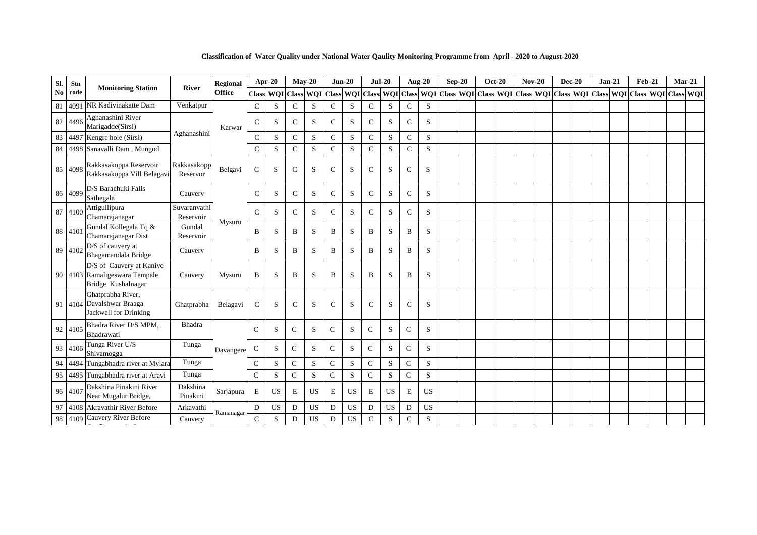**Classification of Water Quality under National Water Qaulity Monitoring Programme from April - 2020 to August-2020**

| Sl. No | Stn code | Monitoring Station | River | Regional Office | Apr-20 | | May-20 | | Jun-20 | | Jul-20 | | Aug-20 | | Sep-20 | | Oct-20 | | Nov-20 | | Dec-20 | | Jan-21 | | Feb-21 | | Mar-21 | |
|---|---|---|---|---|---|---|---|---|---|---|---|---|---|---|---|---|---|---|---|---|---|---|---|---|---|---|---|---|
| | | | | | Class | WQI | Class | WQI | Class | WQI | Class | WQI | Class | WQI | Class | WQI | Class | WQI | Class | WQI | Class | WQI | Class | WQI | Class | WQI | Class | WQI |
| 81 | 4091 | NR Kadivinakatte Dam | Venkatpur | Karwar | C | S | C | S | C | S | C | S | C | S | | | | | | | | | | | | | | |
| 82 | 4496 | Aghanashini River Marigadde(Sirsi) | Aghanashini | | C | S | C | S | C | S | C | S | C | S | | | | | | | | | | | | | | |
| 83 | 4497 | Kengre hole (Sirsi) | | | C | S | C | S | C | S | C | S | C | S | | | | | | | | | | | | | | |
| 84 | 4498 | Sanavalli Dam , Mungod | | | C | S | C | S | C | S | C | S | C | S | | | | | | | | | | | | | | |
| 85 | 4098 | Rakkasakoppa Reservoir Rakkasakoppa Vill Belagavi | Rakkasakopp Reservor | Belgavi | C | S | C | S | C | S | C | S | C | S | | | | | | | | | | | | | | |
| 86 | 4099 | D/S Barachuki Falls Sathegala | Cauvery | Mysuru | C | S | C | S | C | S | C | S | C | S | | | | | | | | | | | | | | |
| 87 | 4100 | Attigullipura Chamarajanagar | Suvaranvathi Reservoir | | C | S | C | S | C | S | C | S | C | S | | | | | | | | | | | | | | |
| 88 | 4101 | Gundal Kollegala Tq & Chamarajanagar Dist | Gundal Reservoir | | B | S | B | S | B | S | B | S | B | S | | | | | | | | | | | | | | |
| 89 | 4102 | D/S of cauvery at Bhagamandala Bridge | Cauvery | | B | S | B | S | B | S | B | S | B | S | | | | | | | | | | | | | | |
| 90 | 4103 | D/S of Cauvery at Kanive Ramaligeswara Tempale Bridge Kushalnagar | Cauvery | Mysuru | B | S | B | S | B | S | B | S | B | S | | | | | | | | | | | | | | |
| 91 | 4104 | Ghatprabha River, Davalshwar Braaga Jackwell for Drinking | Ghatprabha | Belagavi | C | S | C | S | C | S | C | S | C | S | | | | | | | | | | | | | | |
| 92 | 4105 | Bhadra River D/S MPM, Bhadrawati | Bhadra | Davangere | C | S | C | S | C | S | C | S | C | S | | | | | | | | | | | | | | |
| 93 | 4106 | Tunga River U/S Shivamogga | Tunga | | C | S | C | S | C | S | C | S | C | S | | | | | | | | | | | | | | |
| 94 | 4494 | Tungabhadra river at Mylara | Tunga | | C | S | C | S | C | S | C | S | C | S | | | | | | | | | | | | | | |
| 95 | 4495 | Tungabhadra river at Aravi | Tunga | | C | S | C | S | C | S | C | S | C | S | | | | | | | | | | | | | | |
| 96 | 4107 | Dakshina Pinakini River Near Mugalur Bridge, | Dakshina Pinakini | Sarjapura | E | US | E | US | E | US | E | US | E | US | | | | | | | | | | | | | | |
| 97 | 4108 | Akravathir River Before | Arkavathi | Ramanagar | D | US | D | US | D | US | D | US | D | US | | | | | | | | | | | | | | |
| 98 | 4109 | Cauvery River Before | Cauvery | | C | S | D | US | D | US | C | S | C | S | | | | | | | | | | | | | | |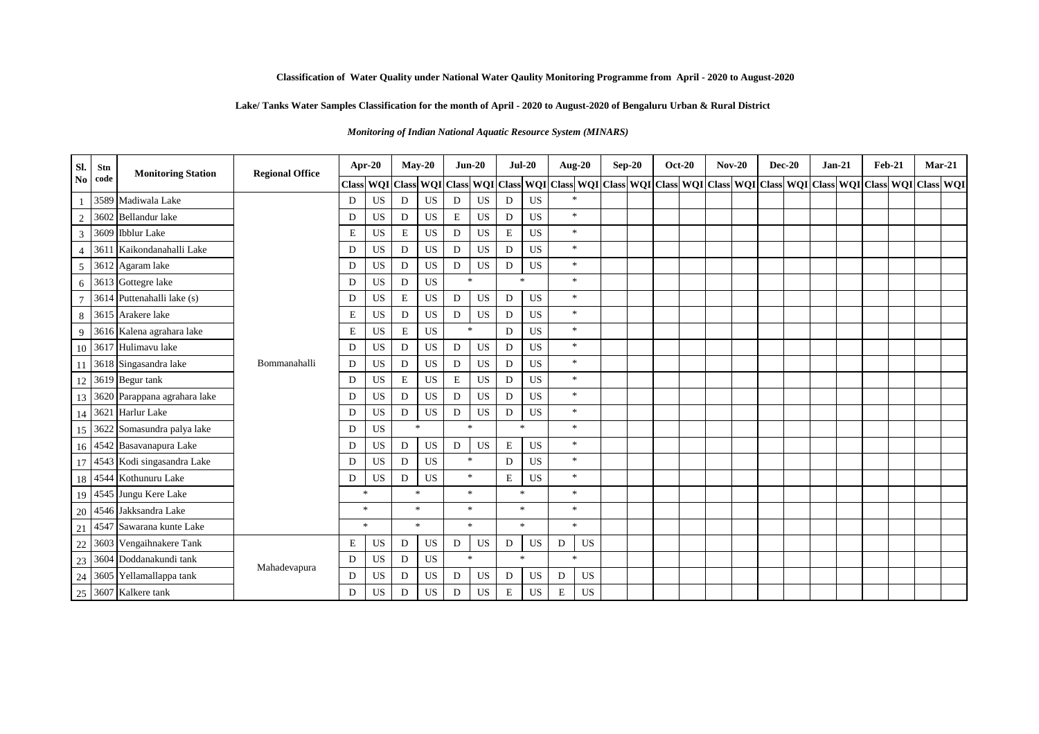**Classification of Water Quality under National Water Qaulity Monitoring Programme from April - 2020 to August-2020**

**Lake/ Tanks Water Samples Classification for the month of April - 2020 to August-2020 of Bengaluru Urban & Rural District**

***Monitoring of Indian National Aquatic Resource System (MINARS)***

| Sl. No | Stn code | Monitoring Station | Regional Office | Apr-20 | | May-20 | | Jun-20 | | Jul-20 | | Aug-20 | | Sep-20 | | Oct-20 | | Nov-20 | | Dec-20 | | Jan-21 | | Feb-21 | | Mar-21 | |
|---|---|---|---|---|---|---|---|---|---|---|---|---|---|---|---|---|---|---|---|---|---|---|---|---|---|---|---|
| | | | | Class | WQI | Class | WQI | Class | WQI | Class | WQI | Class | WQI | Class | WQI | Class | WQI | Class | WQI | Class | WQI | Class | WQI | Class | WQI | Class | WQI |
| 1 | 3589 | Madiwala Lake | Bommanahalli | D | US | D | US | D | US | D | US | * | | | | | | | | | | | | | | | |
| 2 | 3602 | Bellandur lake | | D | US | D | US | E | US | D | US | * | | | | | | | | | | | | | | | |
| 3 | 3609 | Ibblur Lake | | E | US | E | US | D | US | E | US | * | | | | | | | | | | | | | | | |
| 4 | 3611 | Kaikondanahalli Lake | | D | US | D | US | D | US | D | US | * | | | | | | | | | | | | | | | |
| 5 | 3612 | Agaram lake | | D | US | D | US | D | US | D | US | * | | | | | | | | | | | | | | | |
| 6 | 3613 | Gottegre lake | | D | US | D | US | * | | * | | * | | | | | | | | | | | | | | | |
| 7 | 3614 | Puttenahalli lake (s) | | D | US | E | US | D | US | D | US | * | | | | | | | | | | | | | | | |
| 8 | 3615 | Arakere lake | | E | US | D | US | D | US | D | US | * | | | | | | | | | | | | | | | |
| 9 | 3616 | Kalena agrahara lake | | E | US | E | US | * | | D | US | * | | | | | | | | | | | | | | | |
| 10 | 3617 | Hulimavu lake | | D | US | D | US | D | US | D | US | * | | | | | | | | | | | | | | | |
| 11 | 3618 | Singasandra lake | | D | US | D | US | D | US | D | US | * | | | | | | | | | | | | | | | |
| 12 | 3619 | Begur tank | | D | US | E | US | E | US | D | US | * | | | | | | | | | | | | | | | |
| 13 | 3620 | Parappana agrahara lake | | D | US | D | US | D | US | D | US | * | | | | | | | | | | | | | | | |
| 14 | 3621 | Harlur Lake | | D | US | D | US | D | US | D | US | * | | | | | | | | | | | | | | | |
| 15 | 3622 | Somasundra palya lake | | D | US | * | | * | | * | | * | | | | | | | | | | | | | | | |
| 16 | 4542 | Basavanapura Lake | | D | US | D | US | D | US | E | US | * | | | | | | | | | | | | | | | |
| 17 | 4543 | Kodi singasandra Lake | | D | US | D | US | * | | D | US | * | | | | | | | | | | | | | | | |
| 18 | 4544 | Kothunuru Lake | | D | US | D | US | * | | E | US | * | | | | | | | | | | | | | | | |
| 19 | 4545 | Jungu Kere Lake | | * | | * | | * | | * | | * | | | | | | | | | | | | | | | |
| 20 | 4546 | Jakksandra Lake | | * | | * | | * | | * | | * | | | | | | | | | | | | | | | |
| 21 | 4547 | Sawarana kunte Lake | | * | | * | | * | | * | | * | | | | | | | | | | | | | | | |
| 22 | 3603 | Vengaihnakere Tank | Mahadevapura | E | US | D | US | D | US | D | US | D | US | | | | | | | | | | | | | | |
| 23 | 3604 | Doddanakundi tank | | D | US | D | US | * | | * | | * | | | | | | | | | | | | | | | |
| 24 | 3605 | Yellamallappa tank | | D | US | D | US | D | US | D | US | D | US | | | | | | | | | | | | | | |
| 25 | 3607 | Kalkere tank | | D | US | D | US | D | US | E | US | E | US | | | | | | | | | | | | | | |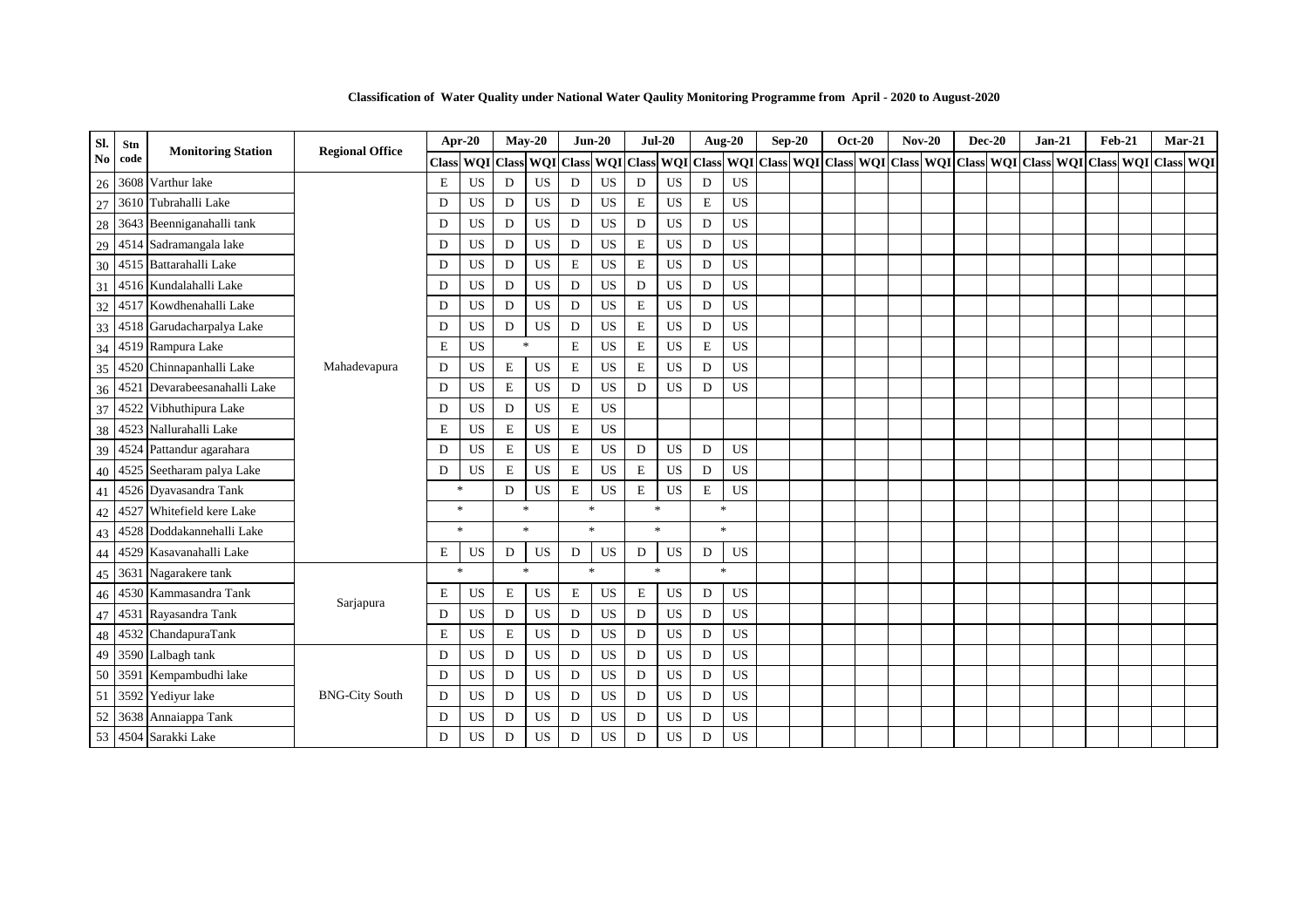**Classification of Water Quality under National Water Qaulity Monitoring Programme from April - 2020 to August-2020**

| Sl. No | Stn code | Monitoring Station | Regional Office | Apr-20 | | May-20 | | Jun-20 | | Jul-20 | | Aug-20 | | Sep-20 | | Oct-20 | | Nov-20 | | Dec-20 | | Jan-21 | | Feb-21 | | Mar-21 | |
|---|---|---|---|---|---|---|---|---|---|---|---|---|---|---|---|---|---|---|---|---|---|---|---|---|---|---|---|
| | | | | Class | WQI | Class | WQI | Class | WQI | Class | WQI | Class | WQI | Class | WQI | Class | WQI | Class | WQI | Class | WQI | Class | WQI | Class | WQI | Class | WQI |
| 26 | 3608 | Varthur lake | Mahadevapura | E | US | D | US | D | US | D | US | D | US | | | | | | | | | | | | | | |
| 27 | 3610 | Tubrahalli Lake | | D | US | D | US | D | US | E | US | E | US | | | | | | | | | | | | | | |
| 28 | 3643 | Beenniganahalli tank | | D | US | D | US | D | US | D | US | D | US | | | | | | | | | | | | | | |
| 29 | 4514 | Sadramangala lake | | D | US | D | US | D | US | E | US | D | US | | | | | | | | | | | | | | |
| 30 | 4515 | Battarahalli Lake | | D | US | D | US | E | US | E | US | D | US | | | | | | | | | | | | | | |
| 31 | 4516 | Kundalahalli Lake | | D | US | D | US | D | US | D | US | D | US | | | | | | | | | | | | | | |
| 32 | 4517 | Kowdhenahalli Lake | | D | US | D | US | D | US | E | US | D | US | | | | | | | | | | | | | | |
| 33 | 4518 | Garudacharpalya Lake | | D | US | D | US | D | US | E | US | D | US | | | | | | | | | | | | | | |
| 34 | 4519 | Rampura Lake | | E | US | * | | E | US | E | US | E | US | | | | | | | | | | | | | | |
| 35 | 4520 | Chinnapanhalli Lake | | D | US | E | US | E | US | E | US | D | US | | | | | | | | | | | | | | |
| 36 | 4521 | Devarabeesanahalli Lake | | D | US | E | US | D | US | D | US | D | US | | | | | | | | | | | | | | |
| 37 | 4522 | Vibhuthipura Lake | | D | US | D | US | E | US | | | | | | | | | | | | | | | | | | |
| 38 | 4523 | Nallurahalli Lake | | E | US | E | US | E | US | | | | | | | | | | | | | | | | | | |
| 39 | 4524 | Pattandur agarahara | | D | US | E | US | E | US | D | US | D | US | | | | | | | | | | | | | | |
| 40 | 4525 | Seetharam palya Lake | | D | US | E | US | E | US | E | US | D | US | | | | | | | | | | | | | | |
| 41 | 4526 | Dyavasandra Tank | | * | | D | US | E | US | E | US | E | US | | | | | | | | | | | | | | |
| 42 | 4527 | Whitefield kere Lake | | * | | * | | * | | * | | * | | | | | | | | | | | | | | | |
| 43 | 4528 | Doddakannehalli Lake | | * | | * | | * | | * | | * | | | | | | | | | | | | | | | |
| 44 | 4529 | Kasavanahalli Lake | | E | US | D | US | D | US | D | US | D | US | | | | | | | | | | | | | | |
| 45 | 3631 | Nagarakere tank | Sarjapura | * | | * | | * | | * | | * | | | | | | | | | | | | | | | |
| 46 | 4530 | Kammasandra Tank | | E | US | E | US | E | US | E | US | D | US | | | | | | | | | | | | | | |
| 47 | 4531 | Rayasandra Tank | | D | US | D | US | D | US | D | US | D | US | | | | | | | | | | | | | | |
| 48 | 4532 | ChandapuraTank | | E | US | E | US | D | US | D | US | D | US | | | | | | | | | | | | | | |
| 49 | 3590 | Lalbagh tank | BNG-City South | D | US | D | US | D | US | D | US | D | US | | | | | | | | | | | | | | |
| 50 | 3591 | Kempambudhi lake | | D | US | D | US | D | US | D | US | D | US | | | | | | | | | | | | | | |
| 51 | 3592 | Yediyur lake | | D | US | D | US | D | US | D | US | D | US | | | | | | | | | | | | | | |
| 52 | 3638 | Annaiappa Tank | | D | US | D | US | D | US | D | US | D | US | | | | | | | | | | | | | | |
| 53 | 4504 | Sarakki Lake | | D | US | D | US | D | US | D | US | D | US | | | | | | | | | | | | | | |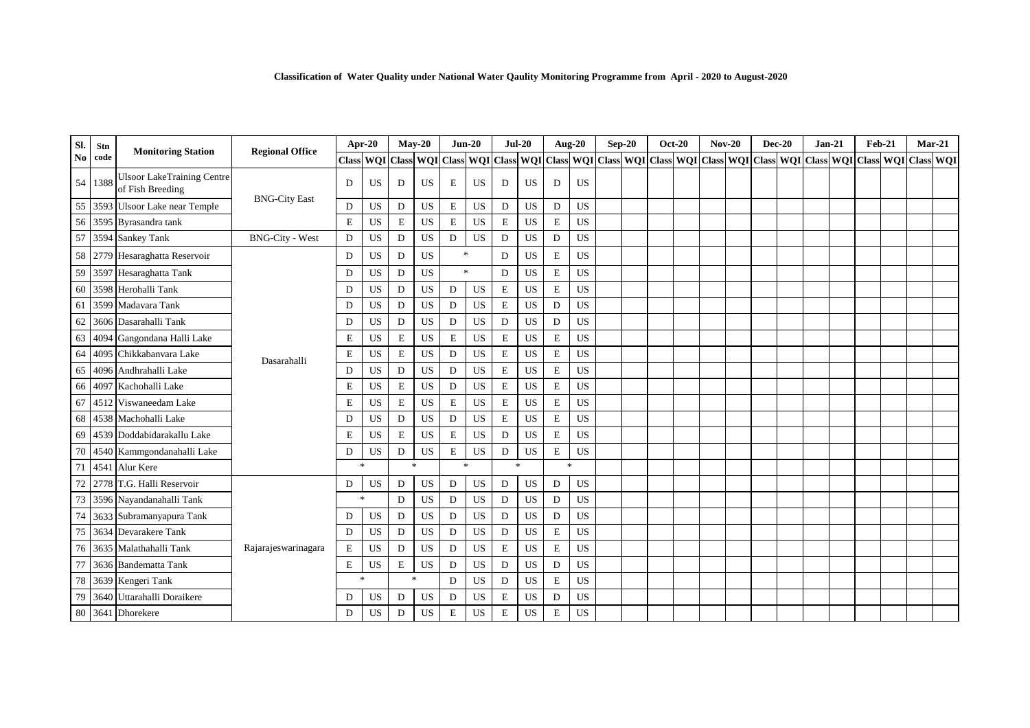**Classification of Water Quality under National Water Qaulity Monitoring Programme from April - 2020 to August-2020**

| Sl. No | Stn code | Monitoring Station | Regional Office | Apr-20 | | May-20 | | Jun-20 | | Jul-20 | | Aug-20 | | Sep-20 | | Oct-20 | | Nov-20 | | Dec-20 | | Jan-21 | | Feb-21 | | Mar-21 | |
|---|---|---|---|---|---|---|---|---|---|---|---|---|---|---|---|---|---|---|---|---|---|---|---|---|---|---|---|
| | | | | Class | WQI | Class | WQI | Class | WQI | Class | WQI | Class | WQI | Class | WQI | Class | WQI | Class | WQI | Class | WQI | Class | WQI | Class | WQI | Class | WQI |
| 54 | 1388 | Ulsoor LakeTraining Centre of Fish Breeding | BNG-City East | D | US | D | US | E | US | D | US | D | US | | | | | | | | | | | | | | |
| 55 | 3593 | Ulsoor Lake near Temple | | D | US | D | US | E | US | D | US | D | US | | | | | | | | | | | | | | |
| 56 | 3595 | Byrasandra tank | | E | US | E | US | E | US | E | US | E | US | | | | | | | | | | | | | | |
| 57 | 3594 | Sankey Tank | BNG-City - West | D | US | D | US | D | US | D | US | D | US | | | | | | | | | | | | | | |
| 58 | 2779 | Hesaraghatta Reservoir | Dasarahalli | D | US | D | US | * | | D | US | E | US | | | | | | | | | | | | | | |
| 59 | 3597 | Hesaraghatta Tank | | D | US | D | US | * | | D | US | E | US | | | | | | | | | | | | | | |
| 60 | 3598 | Herohalli Tank | | D | US | D | US | D | US | E | US | E | US | | | | | | | | | | | | | | |
| 61 | 3599 | Madavara Tank | | D | US | D | US | D | US | E | US | D | US | | | | | | | | | | | | | | |
| 62 | 3606 | Dasarahalli Tank | | D | US | D | US | D | US | D | US | D | US | | | | | | | | | | | | | | |
| 63 | 4094 | Gangondana Halli Lake | | E | US | E | US | E | US | E | US | E | US | | | | | | | | | | | | | | |
| 64 | 4095 | Chikkabanvara Lake | | E | US | E | US | D | US | E | US | E | US | | | | | | | | | | | | | | |
| 65 | 4096 | Andhrahalli Lake | | D | US | D | US | D | US | E | US | E | US | | | | | | | | | | | | | | |
| 66 | 4097 | Kachohalli Lake | | E | US | E | US | D | US | E | US | E | US | | | | | | | | | | | | | | |
| 67 | 4512 | Viswaneedam Lake | | E | US | E | US | E | US | E | US | E | US | | | | | | | | | | | | | | |
| 68 | 4538 | Machohalli Lake | | D | US | D | US | D | US | E | US | E | US | | | | | | | | | | | | | | |
| 69 | 4539 | Doddabidarakallu Lake | | E | US | E | US | E | US | D | US | E | US | | | | | | | | | | | | | | |
| 70 | 4540 | Kammgondanahalli Lake | | D | US | D | US | E | US | D | US | E | US | | | | | | | | | | | | | | |
| 71 | 4541 | Alur Kere | | * | | * | | * | | * | | * | | | | | | | | | | | | | | | |
| 72 | 2778 | T.G. Halli Reservoir | Rajarajeswarinagara | D | US | D | US | D | US | D | US | D | US | | | | | | | | | | | | | | |
| 73 | 3596 | Nayandanahalli Tank | | * | | D | US | D | US | D | US | D | US | | | | | | | | | | | | | | |
| 74 | 3633 | Subramanyapura Tank | | D | US | D | US | D | US | D | US | D | US | | | | | | | | | | | | | | |
| 75 | 3634 | Devarakere Tank | | D | US | D | US | D | US | D | US | E | US | | | | | | | | | | | | | | |
| 76 | 3635 | Malathahalli Tank | | E | US | D | US | D | US | E | US | E | US | | | | | | | | | | | | | | |
| 77 | 3636 | Bandematta Tank | | E | US | E | US | D | US | D | US | D | US | | | | | | | | | | | | | | |
| 78 | 3639 | Kengeri Tank | | * | | * | | D | US | D | US | E | US | | | | | | | | | | | | | | |
| 79 | 3640 | Uttarahalli Doraikere | | D | US | D | US | D | US | E | US | D | US | | | | | | | | | | | | | | |
| 80 | 3641 | Dhorekere | | D | US | D | US | E | US | E | US | E | US | | | | | | | | | | | | | | |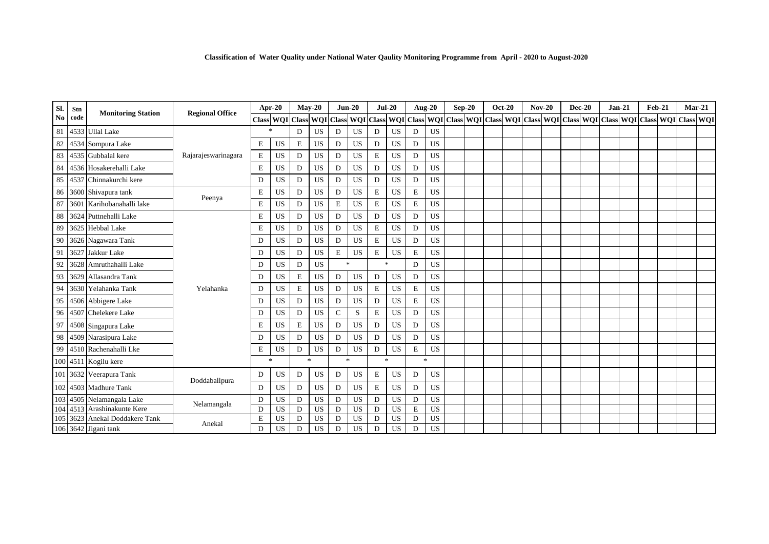**Classification of Water Quality under National Water Qaulity Monitoring Programme from April - 2020 to August-2020**

| Sl. No | Stn code | Monitoring Station | Regional Office | Apr-20 | | May-20 | | Jun-20 | | Jul-20 | | Aug-20 | | Sep-20 | | Oct-20 | | Nov-20 | | Dec-20 | | Jan-21 | | Feb-21 | | Mar-21 | |
|---|---|---|---|---|---|---|---|---|---|---|---|---|---|---|---|---|---|---|---|---|---|---|---|---|---|---|---|
| | | | | Class | WQI | Class | WQI | Class | WQI | Class | WQI | Class | WQI | Class | WQI | Class | WQI | Class | WQI | Class | WQI | Class | WQI | Class | WQI | Class | WQI |
| 81 | 4533 | Ullal Lake | Rajarajeswarinagara | * | | D | US | D | US | D | US | D | US | | | | | | | | | | | | | | |
| 82 | 4534 | Sompura Lake | | E | US | E | US | D | US | D | US | D | US | | | | | | | | | | | | | | |
| 83 | 4535 | Gubbalal kere | | E | US | D | US | D | US | E | US | D | US | | | | | | | | | | | | | | |
| 84 | 4536 | Hosakerehalli Lake | | E | US | D | US | D | US | D | US | D | US | | | | | | | | | | | | | | |
| 85 | 4537 | Chinnakurchi kere | | D | US | D | US | D | US | D | US | D | US | | | | | | | | | | | | | | |
| 86 | 3600 | Shivapura tank | Peenya | E | US | D | US | D | US | E | US | E | US | | | | | | | | | | | | | | |
| 87 | 3601 | Karihobanahalli lake | | E | US | D | US | E | US | E | US | E | US | | | | | | | | | | | | | | |
| 88 | 3624 | Puttnehalli Lake | Yelahanka | E | US | D | US | D | US | D | US | D | US | | | | | | | | | | | | | | |
| 89 | 3625 | Hebbal Lake | | E | US | D | US | D | US | E | US | D | US | | | | | | | | | | | | | | |
| 90 | 3626 | Nagawara Tank | | D | US | D | US | D | US | E | US | D | US | | | | | | | | | | | | | | |
| 91 | 3627 | Jakkur Lake | | D | US | D | US | E | US | E | US | E | US | | | | | | | | | | | | | | |
| 92 | 3628 | Amruthahalli Lake | | D | US | D | US | * | | * | | D | US | | | | | | | | | | | | | | |
| 93 | 3629 | Allasandra Tank | | D | US | E | US | D | US | D | US | D | US | | | | | | | | | | | | | | |
| 94 | 3630 | Yelahanka Tank | | D | US | E | US | D | US | E | US | E | US | | | | | | | | | | | | | | |
| 95 | 4506 | Abbigere Lake | | D | US | D | US | D | US | D | US | E | US | | | | | | | | | | | | | | |
| 96 | 4507 | Chelekere Lake | | D | US | D | US | C | S | E | US | D | US | | | | | | | | | | | | | | |
| 97 | 4508 | Singapura Lake | | E | US | E | US | D | US | D | US | D | US | | | | | | | | | | | | | | |
| 98 | 4509 | Narasipura Lake | | D | US | D | US | D | US | D | US | D | US | | | | | | | | | | | | | | |
| 99 | 4510 | Rachenahalli Lke | | E | US | D | US | D | US | D | US | E | US | | | | | | | | | | | | | | |
| 100 | 4511 | Kogilu kere | | * | | * | | * | | * | | * | | | | | | | | | | | | | | | |
| 101 | 3632 | Veerapura Tank | Doddaballpura | D | US | D | US | D | US | E | US | D | US | | | | | | | | | | | | | | |
| 102 | 4503 | Madhure Tank | | D | US | D | US | D | US | E | US | D | US | | | | | | | | | | | | | | |
| 103 | 4505 | Nelamangala Lake | Nelamangala | D | US | D | US | D | US | D | US | D | US | | | | | | | | | | | | | | |
| 104 | 4513 | Arashinakunte Kere | | D | US | D | US | D | US | D | US | E | US | | | | | | | | | | | | | | |
| 105 | 3623 | Anekal Doddakere Tank | Anekal | E | US | D | US | D | US | D | US | D | US | | | | | | | | | | | | | | |
| 106 | 3642 | Jigani tank | | D | US | D | US | D | US | D | US | D | US | | | | | | | | | | | | | | |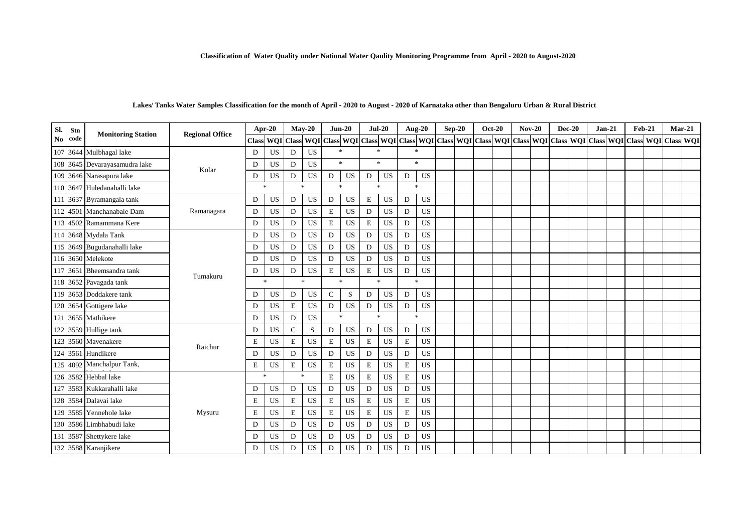**Classification of Water Quality under National Water Qaulity Monitoring Programme from April - 2020 to August-2020**

**Lakes/ Tanks Water Samples Classification for the month of April - 2020 to August - 2020 of Karnataka other than Bengaluru Urban & Rural District**

| Sl. No | Stn code | Monitoring Station | Regional Office | Apr-20 | | May-20 | | Jun-20 | | Jul-20 | | Aug-20 | | Sep-20 | | Oct-20 | | Nov-20 | | Dec-20 | | Jan-21 | | Feb-21 | | Mar-21 | |
|---|---|---|---|---|---|---|---|---|---|---|---|---|---|---|---|---|---|---|---|---|---|---|---|---|---|---|---|
| | | | | Class | WQI | Class | WQI | Class | WQI | Class | WQI | Class | WQI | Class | WQI | Class | WQI | Class | WQI | Class | WQI | Class | WQI | Class | WQI | Class | WQI |
| 107 | 3644 | Mulbhagal lake | Kolar | D | US | D | US | * | | * | | * | | | | | | | | | | | | | | | |
| 108 | 3645 | Devarayasamudra lake | Kolar | D | US | D | US | * | | * | | * | | | | | | | | | | | | | | | |
| 109 | 3646 | Narasapura lake | Kolar | D | US | D | US | D | US | D | US | D | US | | | | | | | | | | | | | | |
| 110 | 3647 | Huledanahalli lake | Kolar | * | | * | | * | | * | | * | | | | | | | | | | | | | | | |
| 111 | 3637 | Byramangala tank | Ramanagara | D | US | D | US | D | US | E | US | D | US | | | | | | | | | | | | | | |
| 112 | 4501 | Manchanabale Dam | Ramanagara | D | US | D | US | E | US | D | US | D | US | | | | | | | | | | | | | | |
| 113 | 4502 | Ramammana Kere | Ramanagara | D | US | D | US | E | US | E | US | D | US | | | | | | | | | | | | | | |
| 114 | 3648 | Mydala Tank | Tumakuru | D | US | D | US | D | US | D | US | D | US | | | | | | | | | | | | | | |
| 115 | 3649 | Bugudanahalli lake | Tumakuru | D | US | D | US | D | US | D | US | D | US | | | | | | | | | | | | | | |
| 116 | 3650 | Melekote | Tumakuru | D | US | D | US | D | US | D | US | D | US | | | | | | | | | | | | | | |
| 117 | 3651 | Bheemsandra tank | Tumakuru | D | US | D | US | E | US | E | US | D | US | | | | | | | | | | | | | | |
| 118 | 3652 | Pavagada tank | Tumakuru | * | | * | | * | | * | | * | | | | | | | | | | | | | | | |
| 119 | 3653 | Doddakere tank | Tumakuru | D | US | D | US | C | S | D | US | D | US | | | | | | | | | | | | | | |
| 120 | 3654 | Gottigere lake | Tumakuru | D | US | E | US | D | US | D | US | D | US | | | | | | | | | | | | | | |
| 121 | 3655 | Mathikere | Tumakuru | D | US | D | US | * | | * | | * | | | | | | | | | | | | | | | |
| 122 | 3559 | Hullige tank | Raichur | D | US | C | S | D | US | D | US | D | US | | | | | | | | | | | | | | |
| 123 | 3560 | Mavenakere | Raichur | E | US | E | US | E | US | E | US | E | US | | | | | | | | | | | | | | |
| 124 | 3561 | Hundikere | Raichur | D | US | D | US | D | US | D | US | D | US | | | | | | | | | | | | | | |
| 125 | 4092 | Manchalpur Tank, | Raichur | E | US | E | US | E | US | E | US | E | US | | | | | | | | | | | | | | |
| 126 | 3582 | Hebbal lake | Mysuru | * | | * | | E | US | E | US | E | US | | | | | | | | | | | | | | |
| 127 | 3583 | Kukkarahalli lake | Mysuru | D | US | D | US | D | US | D | US | D | US | | | | | | | | | | | | | | |
| 128 | 3584 | Dalavai lake | Mysuru | E | US | E | US | E | US | E | US | E | US | | | | | | | | | | | | | | |
| 129 | 3585 | Yennehole lake | Mysuru | E | US | E | US | E | US | E | US | E | US | | | | | | | | | | | | | | |
| 130 | 3586 | Limbhabudi lake | Mysuru | D | US | D | US | D | US | D | US | D | US | | | | | | | | | | | | | | |
| 131 | 3587 | Shettykere lake | Mysuru | D | US | D | US | D | US | D | US | D | US | | | | | | | | | | | | | | |
| 132 | 3588 | Karanjikere | Mysuru | D | US | D | US | D | US | D | US | D | US | | | | | | | | | | | | | | |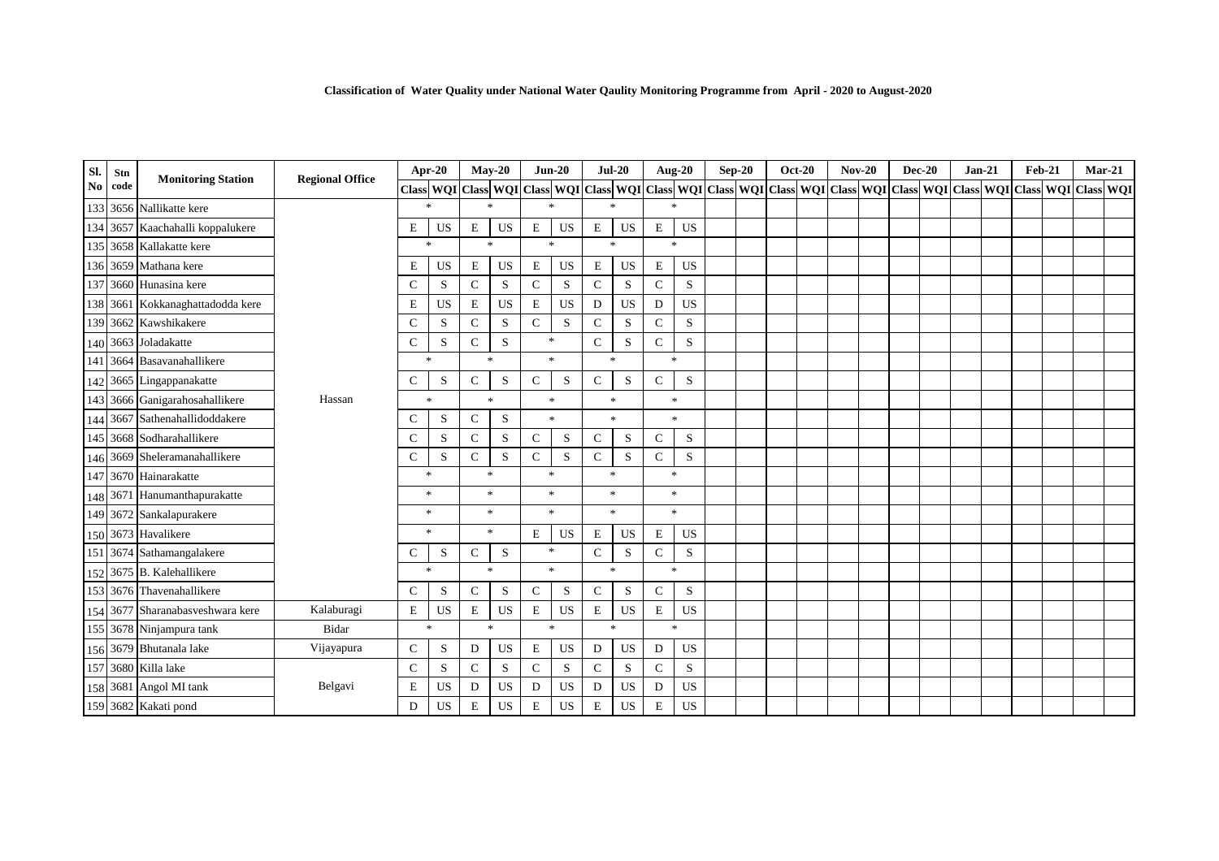**Classification of Water Quality under National Water Qaulity Monitoring Programme from April - 2020 to August-2020**

| Sl. No | Stn code | Monitoring Station | Regional Office | Apr-20 | | May-20 | | Jun-20 | | Jul-20 | | Aug-20 | | Sep-20 | | Oct-20 | | Nov-20 | | Dec-20 | | Jan-21 | | Feb-21 | | Mar-21 | |
|---|---|---|---|---|---|---|---|---|---|---|---|---|---|---|---|---|---|---|---|---|---|---|---|---|---|---|---|
| | | | | Class | WQI | Class | WQI | Class | WQI | Class | WQI | Class | WQI | Class | WQI | Class | WQI | Class | WQI | Class | WQI | Class | WQI | Class | WQI | Class | WQI |
| 133 | 3656 | Nallikatte kere | Hassan | * | | * | | * | | * | | * | | | | | | | | | | | | | | | |
| 134 | 3657 | Kaachahalli koppalukere | Hassan | E | US | E | US | E | US | E | US | E | US | | | | | | | | | | | | | | |
| 135 | 3658 | Kallakatte kere | Hassan | * | | * | | * | | * | | * | | | | | | | | | | | | | | | |
| 136 | 3659 | Mathana kere | Hassan | E | US | E | US | E | US | E | US | E | US | | | | | | | | | | | | | | |
| 137 | 3660 | Hunasina kere | Hassan | C | S | C | S | C | S | C | S | C | S | | | | | | | | | | | | | | |
| 138 | 3661 | Kokkanaghattadodda kere | Hassan | E | US | E | US | E | US | D | US | D | US | | | | | | | | | | | | | | |
| 139 | 3662 | Kawshikakere | Hassan | C | S | C | S | C | S | C | S | C | S | | | | | | | | | | | | | | |
| 140 | 3663 | Joladakatte | Hassan | C | S | C | S | * | | C | S | C | S | | | | | | | | | | | | | | |
| 141 | 3664 | Basavanahallikere | Hassan | * | | * | | * | | * | | * | | | | | | | | | | | | | | | |
| 142 | 3665 | Lingappanakatte | Hassan | C | S | C | S | C | S | C | S | C | S | | | | | | | | | | | | | | |
| 143 | 3666 | Ganigarahosahallikere | Hassan | * | | * | | * | | * | | * | | | | | | | | | | | | | | | |
| 144 | 3667 | Sathenahallidoddakere | Hassan | C | S | C | S | * | | * | | * | | | | | | | | | | | | | | | |
| 145 | 3668 | Sodharahallikere | Hassan | C | S | C | S | C | S | C | S | C | S | | | | | | | | | | | | | | |
| 146 | 3669 | Sheleramanahallikere | Hassan | C | S | C | S | C | S | C | S | C | S | | | | | | | | | | | | | | |
| 147 | 3670 | Hainarakatte | Hassan | * | | * | | * | | * | | * | | | | | | | | | | | | | | | |
| 148 | 3671 | Hanumanthapurakatte | Hassan | * | | * | | * | | * | | * | | | | | | | | | | | | | | | |
| 149 | 3672 | Sankalapurakere | Hassan | * | | * | | * | | * | | * | | | | | | | | | | | | | | | |
| 150 | 3673 | Havalikere | Hassan | * | | * | | E | US | E | US | E | US | | | | | | | | | | | | | | |
| 151 | 3674 | Sathamangalakere | Hassan | C | S | C | S | * | | C | S | C | S | | | | | | | | | | | | | | |
| 152 | 3675 | B. Kalehallikere | Hassan | * | | * | | * | | * | | * | | | | | | | | | | | | | | | |
| 153 | 3676 | Thavenahallikere | Hassan | C | S | C | S | C | S | C | S | C | S | | | | | | | | | | | | | | |
| 154 | 3677 | Sharanabasveshwara kere | Kalaburagi | E | US | E | US | E | US | E | US | E | US | | | | | | | | | | | | | | |
| 155 | 3678 | Ninjampura tank | Bidar | * | | * | | * | | * | | * | | | | | | | | | | | | | | | |
| 156 | 3679 | Bhutanala lake | Vijayapura | C | S | D | US | E | US | D | US | D | US | | | | | | | | | | | | | | |
| 157 | 3680 | Killa lake | Belgavi | C | S | C | S | C | S | C | S | C | S | | | | | | | | | | | | | | |
| 158 | 3681 | Angol MI tank | Belgavi | E | US | D | US | D | US | D | US | D | US | | | | | | | | | | | | | | |
| 159 | 3682 | Kakati pond | Belgavi | D | US | E | US | E | US | E | US | E | US | | | | | | | | | | | | | | |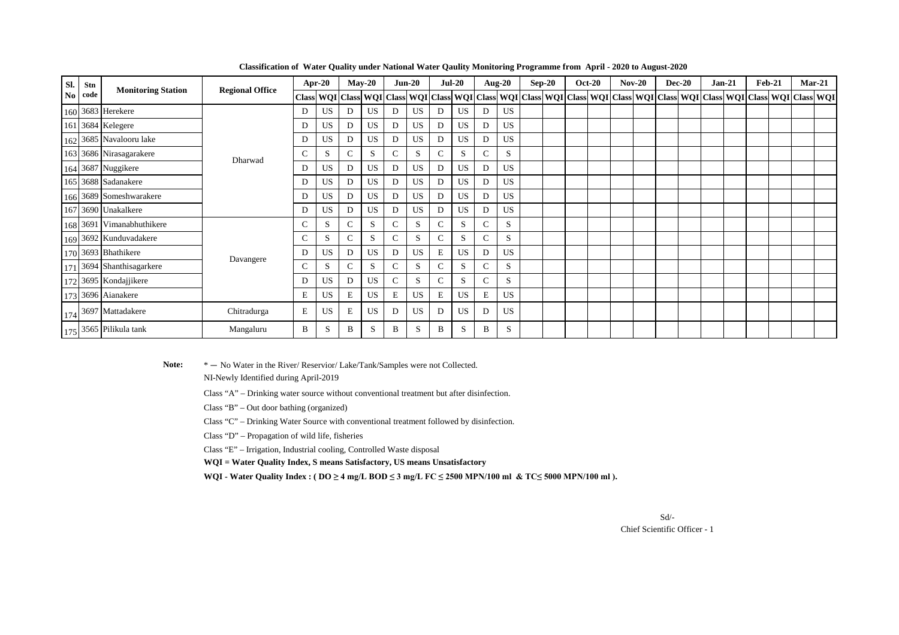**Classification of Water Quality under National Water Qaulity Monitoring Programme from April - 2020 to August-2020**

| Sl. No | Stn code | Monitoring Station | Regional Office | Apr-20 | | May-20 | | Jun-20 | | Jul-20 | | Aug-20 | | Sep-20 | | Oct-20 | | Nov-20 | | Dec-20 | | Jan-21 | | Feb-21 | | Mar-21 | |
|---|---|---|---|---|---|---|---|---|---|---|---|---|---|---|---|---|---|---|---|---|---|---|---|---|---|---|---|
| | | | | Class | WQI | Class | WQI | Class | WQI | Class | WQI | Class | WQI | Class | WQI | Class | WQI | Class | WQI | Class | WQI | Class | WQI | Class | WQI | Class | WQI |
| 160 | 3683 | Herekere | Dharwad | D | US | D | US | D | US | D | US | D | US | | | | | | | | | | | | | | |
| 161 | 3684 | Kelegere | | D | US | D | US | D | US | D | US | D | US | | | | | | | | | | | | | | |
| 162 | 3685 | Navalooru lake | | D | US | D | US | D | US | D | US | D | US | | | | | | | | | | | | | | |
| 163 | 3686 | Nirasagarakere | | C | S | C | S | C | S | C | S | C | S | | | | | | | | | | | | | | |
| 164 | 3687 | Nuggikere | | D | US | D | US | D | US | D | US | D | US | | | | | | | | | | | | | | |
| 165 | 3688 | Sadanakere | | D | US | D | US | D | US | D | US | D | US | | | | | | | | | | | | | | |
| 166 | 3689 | Someshwarakere | | D | US | D | US | D | US | D | US | D | US | | | | | | | | | | | | | | |
| 167 | 3690 | Unakalkere | | D | US | D | US | D | US | D | US | D | US | | | | | | | | | | | | | | |
| 168 | 3691 | Vimanabhuthikere | Davangere | C | S | C | S | C | S | C | S | C | S | | | | | | | | | | | | | | |
| 169 | 3692 | Kunduvadakere | | C | S | C | S | C | S | C | S | C | S | | | | | | | | | | | | | | |
| 170 | 3693 | Bhathikere | | D | US | D | US | D | US | E | US | D | US | | | | | | | | | | | | | | |
| 171 | 3694 | Shanthisagarkere | | C | S | C | S | C | S | C | S | C | S | | | | | | | | | | | | | | |
| 172 | 3695 | Kondajjikere | | D | US | D | US | C | S | C | S | C | S | | | | | | | | | | | | | | |
| 173 | 3696 | Aianakere | | E | US | E | US | E | US | E | US | E | US | | | | | | | | | | | | | | |
| 174 | 3697 | Mattadakere | Chitradurga | E | US | E | US | D | US | D | US | D | US | | | | | | | | | | | | | | |
| 175 | 3565 | Pilikula tank | Mangaluru | B | S | B | S | B | S | B | S | B | S | | | | | | | | | | | | | | |

**Note:** * — No Water in the River/ Reservior/ Lake/Tank/Samples were not Collected.

NI-Newly Identified during April-2019

Class "A" – Drinking water source without conventional treatment but after disinfection.

Class "B" – Out door bathing (organized)

Class "C" – Drinking Water Source with conventional treatment followed by disinfection.

Class "D" – Propagation of wild life, fisheries

Class "E" – Irrigation, Industrial cooling, Controlled Waste disposal

**WQI = Water Quality Index, S means Satisfactory, US means Unsatisfactory**

**WQI - Water Quality Index : ( DO ≥ 4 mg/L BOD ≤ 3 mg/L FC ≤ 2500 MPN/100 ml & TC≤ 5000 MPN/100 ml ).**

Sd/-

Chief Scientific Officer - 1